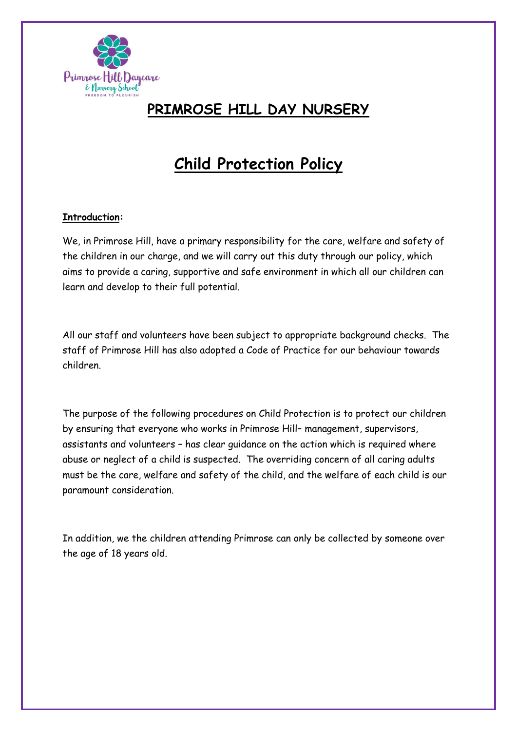# PRIMROSE HILL DAY NURSERY

# Child Protection Policy

**Introduction:**

We, in Primrose Hill, have a primary responsibility for the care, welfare and safety of the children in our charge, and we will carry out this duty through our policy, which aims to provide a caring, supportive and safe environment in which all our children can learn and develop to their full potential.

All our staff and volunteers have been subject to appropriate background checks. The staff of Primrose Hill has also adopted a Code of Practice for our behaviour towards children.

The purpose of the following procedures on Child Protection is to protect our children by ensuring that everyone who works in Primrose Hill– management, supervisors, assistants and volunteers – has clear guidance on the action which is required where abuse or neglect of a child is suspected. The overriding concern of all caring adults must be the care, welfare and safety of the child, and the welfare of each child is our paramount consideration.

In addition, we the children attending Primrose can only be collected by someone over the age of 18 years old.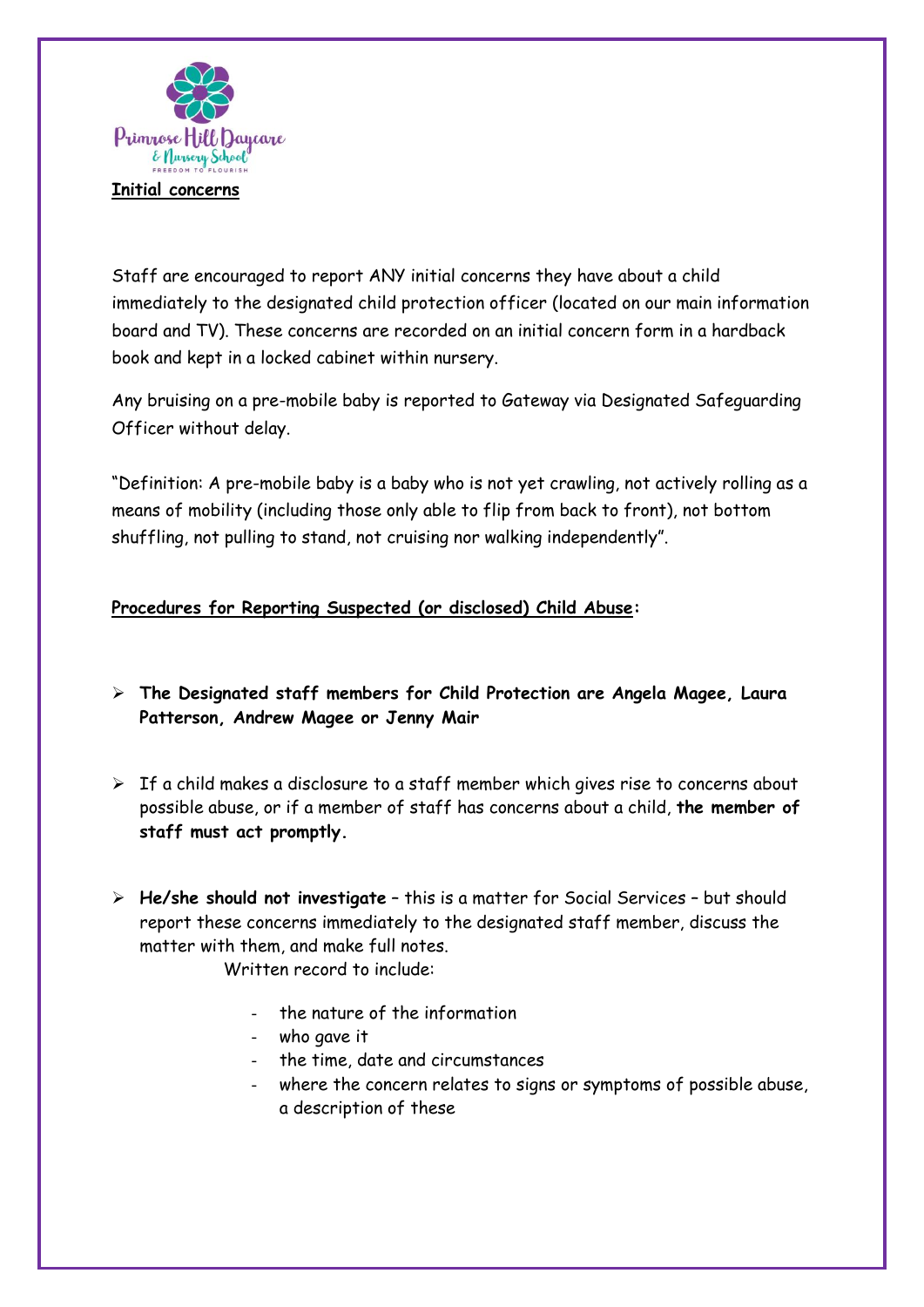**Initial concerns**

Staff are encouraged to report ANY initial concerns they have about a child immediately to the designated child protection officer (located on our main information board and TV). These concerns are recorded on an initial concern form in a hardback book and kept in a locked cabinet within nursery.

Any bruising on a pre-mobile baby is reported to Gateway via Designated Safeguarding Officer without delay.

"Definition: A pre-mobile baby is a baby who is not yet crawling, not actively rolling as a means of mobility (including those only able to flip from back to front), not bottom shuffling, not pulling to stand, not cruising nor walking independently".

**Procedures for Reporting Suspected (or disclosed) Child Abuse:**

- **The Designated staff members for Child Protection are Angela Magee, Laura Patterson, Andrew Magee or Jenny Mair**
- If a child makes a disclosure to a staff member which gives rise to concerns about possible abuse, or if a member of staff has concerns about a child, **the member of staff must act promptly.**
- **He/she should not investigate** – this is a matter for Social Services – but should report these concerns immediately to the designated staff member, discuss the matter with them, and make full notes.

  Written record to include:

  - the nature of the information
  - who gave it
  - the time, date and circumstances
  - where the concern relates to signs or symptoms of possible abuse, a description of these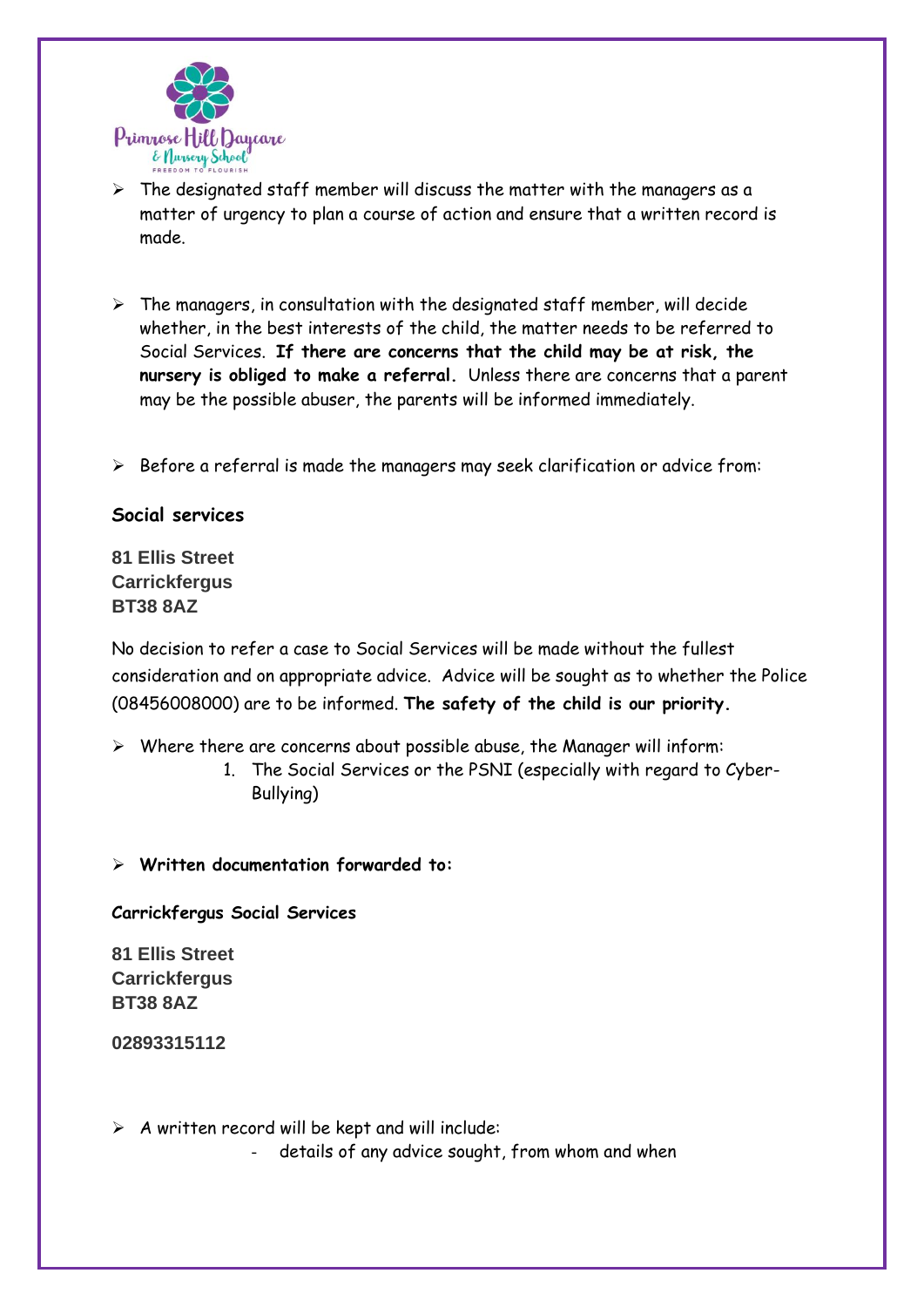- The designated staff member will discuss the matter with the managers as a matter of urgency to plan a course of action and ensure that a written record is made.

- The managers, in consultation with the designated staff member, will decide whether, in the best interests of the child, the matter needs to be referred to Social Services. **If there are concerns that the child may be at risk, the nursery is obliged to make a referral.** Unless there are concerns that a parent may be the possible abuser, the parents will be informed immediately.

- Before a referral is made the managers may seek clarification or advice from:

**Social services**

**81 Ellis Street**
**Carrickfergus**
**BT38 8AZ**

No decision to refer a case to Social Services will be made without the fullest consideration and on appropriate advice. Advice will be sought as to whether the Police (08456008000) are to be informed. **The safety of the child is our priority.**

- Where there are concerns about possible abuse, the Manager will inform:
    1. The Social Services or the PSNI (especially with regard to Cyber-Bullying)

- **Written documentation forwarded to:**

**Carrickfergus Social Services**

**81 Ellis Street**
**Carrickfergus**
**BT38 8AZ**

**02893315112**

- A written record will be kept and will include:
    - details of any advice sought, from whom and when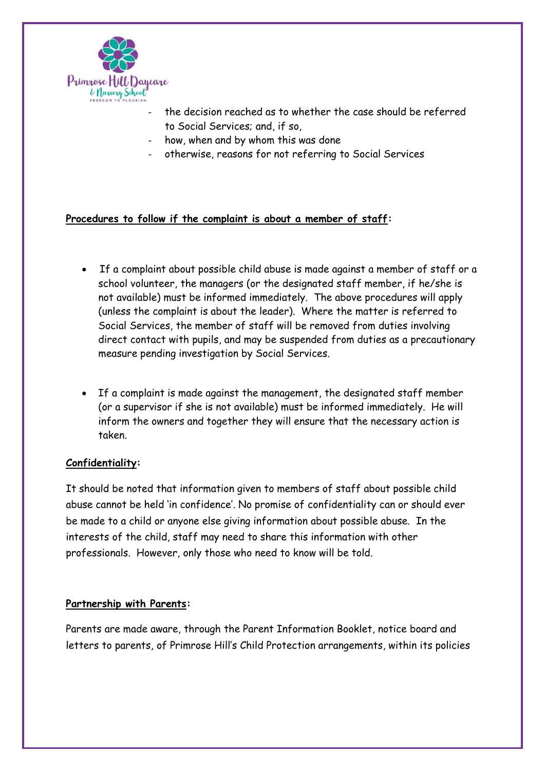- the decision reached as to whether the case should be referred to Social Services; and, if so,
- how, when and by whom this was done
- otherwise, reasons for not referring to Social Services

**Procedures to follow if the complaint is about a member of staff:**

- If a complaint about possible child abuse is made against a member of staff or a school volunteer, the managers (or the designated staff member, if he/she is not available) must be informed immediately. The above procedures will apply (unless the complaint is about the leader). Where the matter is referred to Social Services, the member of staff will be removed from duties involving direct contact with pupils, and may be suspended from duties as a precautionary measure pending investigation by Social Services.

- If a complaint is made against the management, the designated staff member (or a supervisor if she is not available) must be informed immediately. He will inform the owners and together they will ensure that the necessary action is taken.

**Confidentiality:**

It should be noted that information given to members of staff about possible child abuse cannot be held 'in confidence'. No promise of confidentiality can or should ever be made to a child or anyone else giving information about possible abuse. In the interests of the child, staff may need to share this information with other professionals. However, only those who need to know will be told.

**Partnership with Parents:**

Parents are made aware, through the Parent Information Booklet, notice board and letters to parents, of Primrose Hill's Child Protection arrangements, within its policies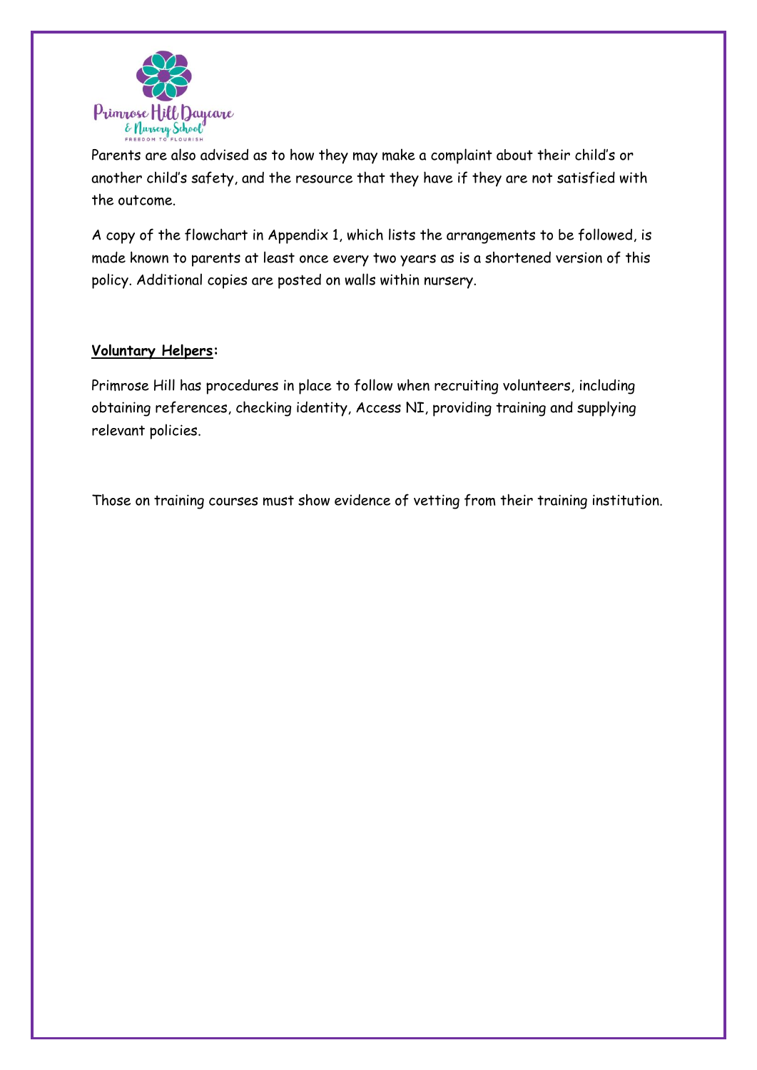Parents are also advised as to how they may make a complaint about their child's or another child's safety, and the resource that they have if they are not satisfied with the outcome.

A copy of the flowchart in Appendix 1, which lists the arrangements to be followed, is made known to parents at least once every two years as is a shortened version of this policy. Additional copies are posted on walls within nursery.

**Voluntary Helpers:**

Primrose Hill has procedures in place to follow when recruiting volunteers, including obtaining references, checking identity, Access NI, providing training and supplying relevant policies.

Those on training courses must show evidence of vetting from their training institution.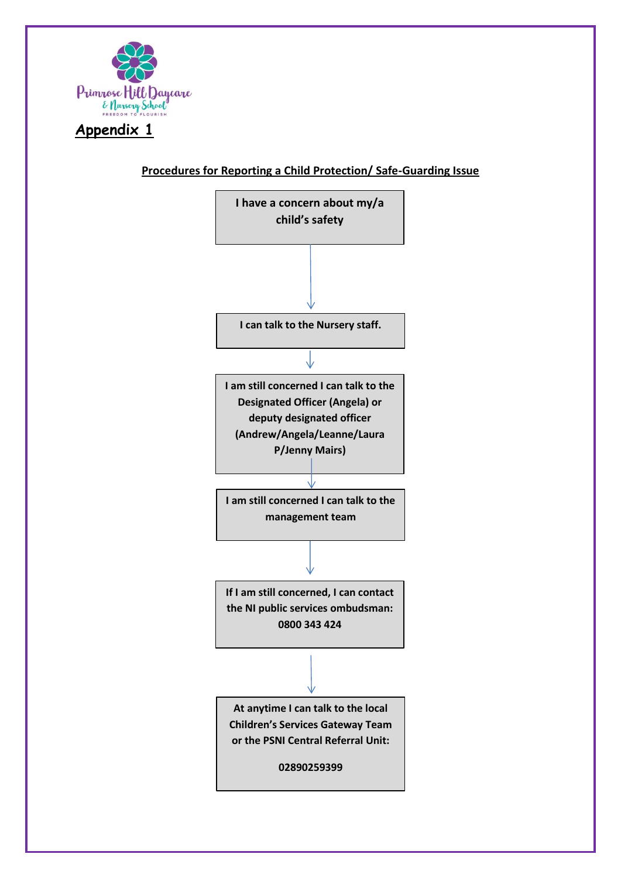Primrose Hill Daycare & Nursery School

FREEDOM TO FLOURISH

## Appendix 1

**Procedures for Reporting a Child Protection/ Safe-Guarding Issue**

**I have a concern about my/a child's safety**

↓

**I can talk to the Nursery staff.**

↓

**I am still concerned I can talk to the Designated Officer (Angela) or deputy designated officer (Andrew/Angela/Leanne/Laura P/Jenny Mairs)**

↓

**I am still concerned I can talk to the management team**

↓

**If I am still concerned, I can contact the NI public services ombudsman: 0800 343 424**

↓

**At anytime I can talk to the local Children's Services Gateway Team or the PSNI Central Referral Unit:**

**02890259399**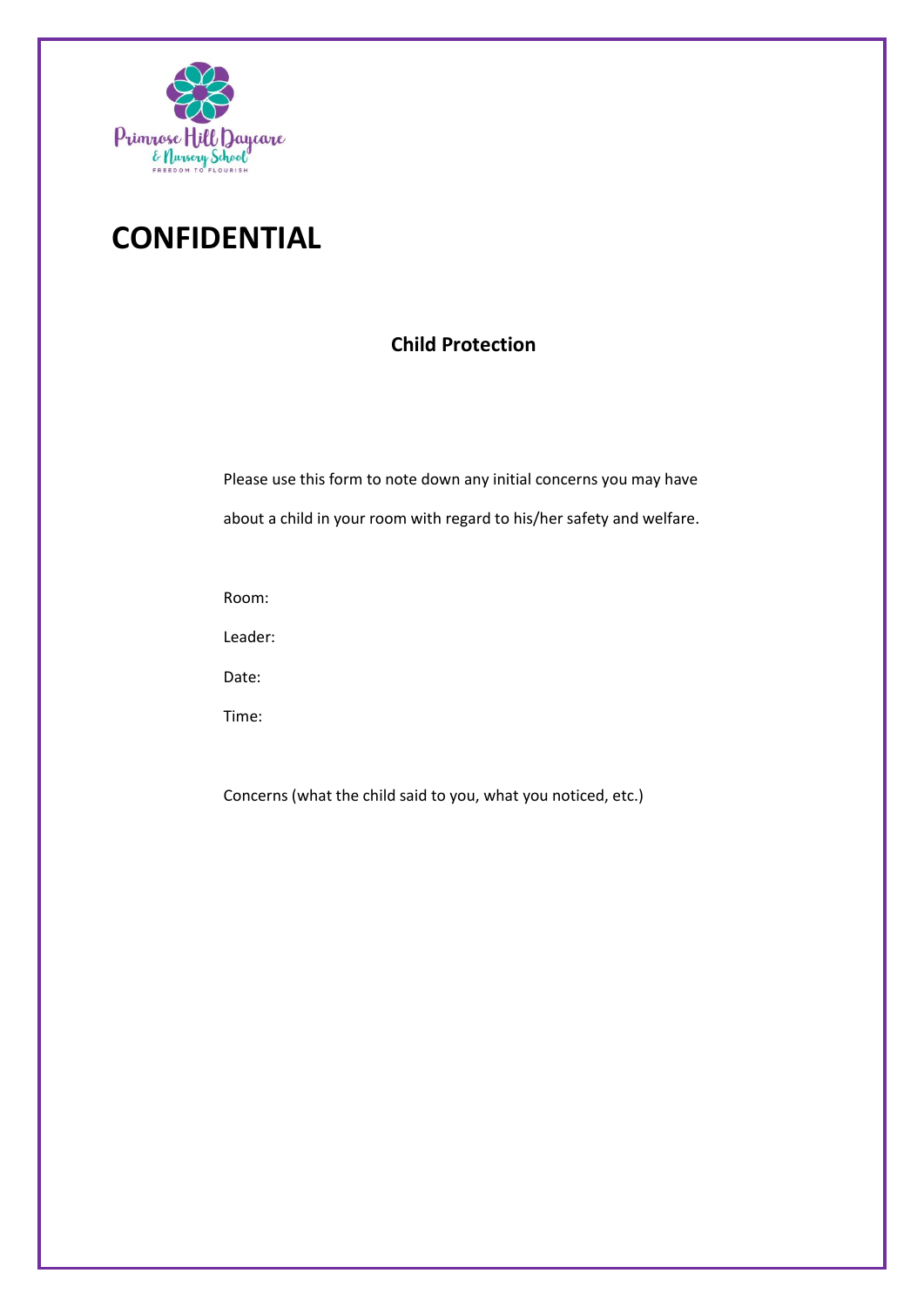# CONFIDENTIAL

## Child Protection

Please use this form to note down any initial concerns you may have about a child in your room with regard to his/her safety and welfare.

Room:

Leader:

Date:

Time:

Concerns (what the child said to you, what you noticed, etc.)